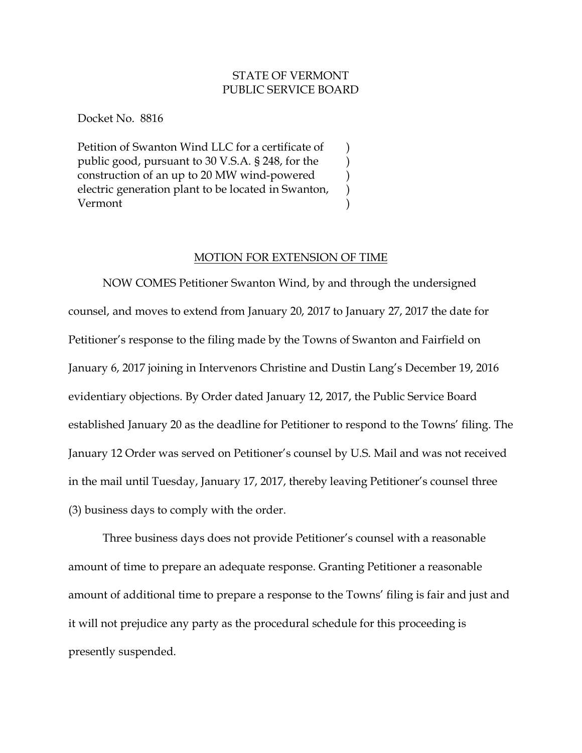STATE OF VERMONT
PUBLIC SERVICE BOARD

Docket No. 8816

| | |
|---|---|
| Petition of Swanton Wind LLC for a certificate of public good, pursuant to 30 V.S.A. § 248, for the construction of an up to 20 MW wind-powered electric generation plant to be located in Swanton, Vermont | ) ) ) ) ) |

## MOTION FOR EXTENSION OF TIME

NOW COMES Petitioner Swanton Wind, by and through the undersigned counsel, and moves to extend from January 20, 2017 to January 27, 2017 the date for Petitioner's response to the filing made by the Towns of Swanton and Fairfield on January 6, 2017 joining in Intervenors Christine and Dustin Lang's December 19, 2016 evidentiary objections. By Order dated January 12, 2017, the Public Service Board established January 20 as the deadline for Petitioner to respond to the Towns' filing. The January 12 Order was served on Petitioner's counsel by U.S. Mail and was not received in the mail until Tuesday, January 17, 2017, thereby leaving Petitioner's counsel three (3) business days to comply with the order.

Three business days does not provide Petitioner's counsel with a reasonable amount of time to prepare an adequate response. Granting Petitioner a reasonable amount of additional time to prepare a response to the Towns' filing is fair and just and it will not prejudice any party as the procedural schedule for this proceeding is presently suspended.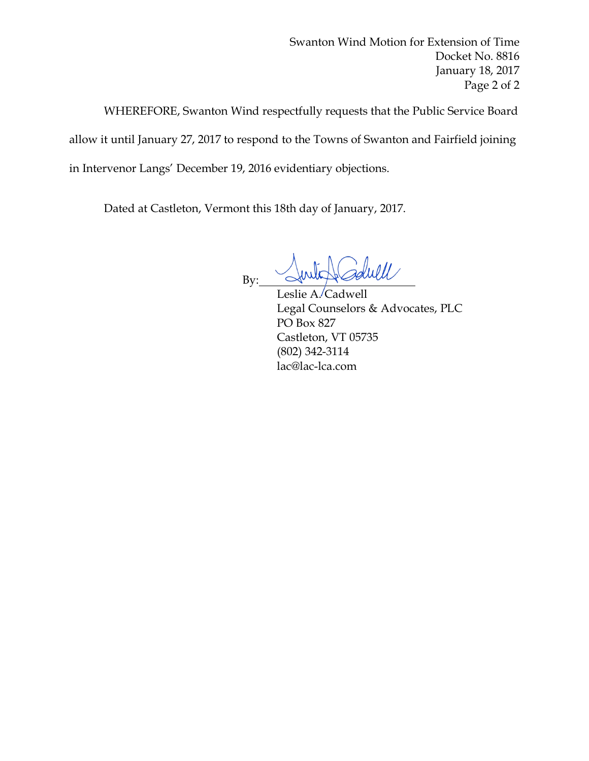WHEREFORE, Swanton Wind respectfully requests that the Public Service Board allow it until January 27, 2017 to respond to the Towns of Swanton and Fairfield joining in Intervenor Langs' December 19, 2016 evidentiary objections.

Dated at Castleton, Vermont this 18th day of January, 2017.

By:\_\_\_\_\_\_\_\_\_\_\_\_\_\_\_\_\_\_\_\_\_\_\_\_\_\_\_\_

Leslie A. Cadwell
Legal Counselors & Advocates, PLC
PO Box 827
Castleton, VT 05735
(802) 342-3114
lac@lac-lca.com